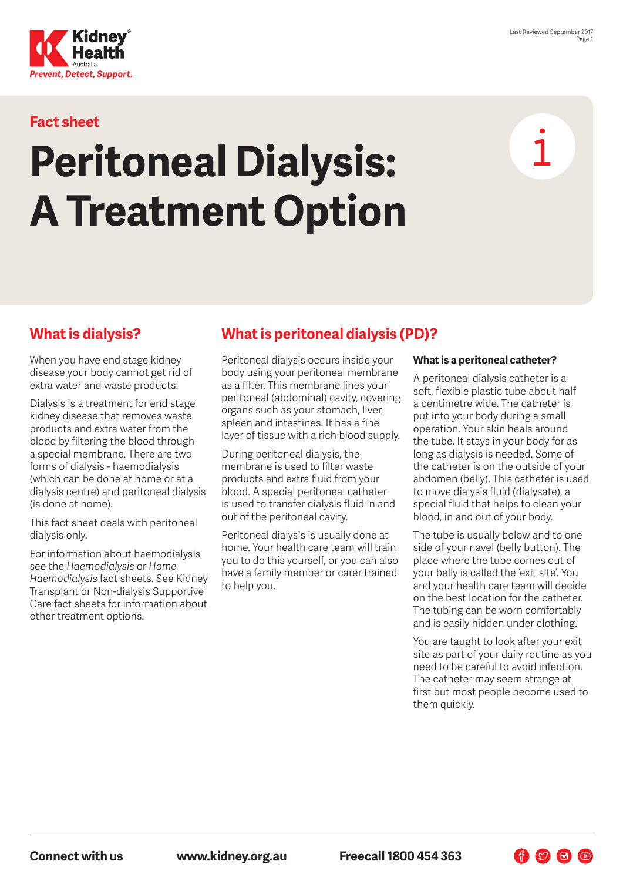Fact sheet

# Peritoneal Dialysis: A Treatment Option

## What is dialysis?

When you have end stage kidney disease your body cannot get rid of extra water and waste products.

Dialysis is a treatment for end stage kidney disease that removes waste products and extra water from the blood by filtering the blood through a special membrane. There are two forms of dialysis - haemodialysis (which can be done at home or at a dialysis centre) and peritoneal dialysis (is done at home).

This fact sheet deals with peritoneal dialysis only.

For information about haemodialysis see the *Haemodialysis* or *Home Haemodialysis* fact sheets. See Kidney Transplant or Non-dialysis Supportive Care fact sheets for information about other treatment options.

## What is peritoneal dialysis (PD)?

Peritoneal dialysis occurs inside your body using your peritoneal membrane as a filter. This membrane lines your peritoneal (abdominal) cavity, covering organs such as your stomach, liver, spleen and intestines. It has a fine layer of tissue with a rich blood supply.

During peritoneal dialysis, the membrane is used to filter waste products and extra fluid from your blood. A special peritoneal catheter is used to transfer dialysis fluid in and out of the peritoneal cavity.

Peritoneal dialysis is usually done at home. Your health care team will train you to do this yourself, or you can also have a family member or carer trained to help you.

### What is a peritoneal catheter?

A peritoneal dialysis catheter is a soft, flexible plastic tube about half a centimetre wide. The catheter is put into your body during a small operation. Your skin heals around the tube. It stays in your body for as long as dialysis is needed. Some of the catheter is on the outside of your abdomen (belly). This catheter is used to move dialysis fluid (dialysate), a special fluid that helps to clean your blood, in and out of your body.

The tube is usually below and to one side of your navel (belly button). The place where the tube comes out of your belly is called the 'exit site'. You and your health care team will decide on the best location for the catheter. The tubing can be worn comfortably and is easily hidden under clothing.

You are taught to look after your exit site as part of your daily routine as you need to be careful to avoid infection. The catheter may seem strange at first but most people become used to them quickly.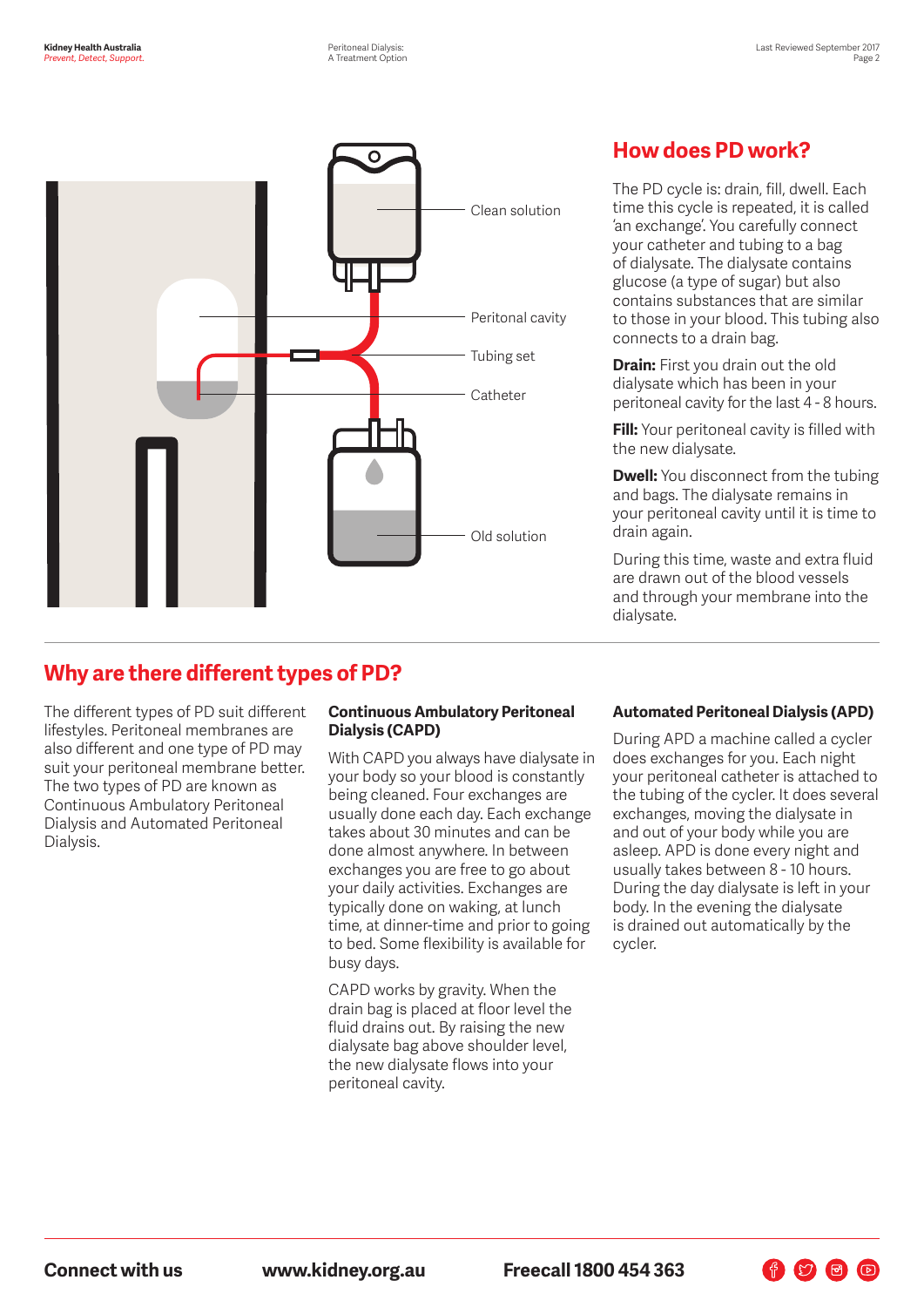Clean solution

Peritonal cavity

Tubing set

Catheter

Old solution

## How does PD work?

The PD cycle is: drain, fill, dwell. Each time this cycle is repeated, it is called 'an exchange'. You carefully connect your catheter and tubing to a bag of dialysate. The dialysate contains glucose (a type of sugar) but also contains substances that are similar to those in your blood. This tubing also connects to a drain bag.

**Drain:** First you drain out the old dialysate which has been in your peritoneal cavity for the last 4 - 8 hours.

**Fill:** Your peritoneal cavity is filled with the new dialysate.

**Dwell:** You disconnect from the tubing and bags. The dialysate remains in your peritoneal cavity until it is time to drain again.

During this time, waste and extra fluid are drawn out of the blood vessels and through your membrane into the dialysate.

## Why are there different types of PD?

The different types of PD suit different lifestyles. Peritoneal membranes are also different and one type of PD may suit your peritoneal membrane better. The two types of PD are known as Continuous Ambulatory Peritoneal Dialysis and Automated Peritoneal Dialysis.

### Continuous Ambulatory Peritoneal Dialysis (CAPD)

With CAPD you always have dialysate in your body so your blood is constantly being cleaned. Four exchanges are usually done each day. Each exchange takes about 30 minutes and can be done almost anywhere. In between exchanges you are free to go about your daily activities. Exchanges are typically done on waking, at lunch time, at dinner-time and prior to going to bed. Some flexibility is available for busy days.

CAPD works by gravity. When the drain bag is placed at floor level the fluid drains out. By raising the new dialysate bag above shoulder level, the new dialysate flows into your peritoneal cavity.

### Automated Peritoneal Dialysis (APD)

During APD a machine called a cycler does exchanges for you. Each night your peritoneal catheter is attached to the tubing of the cycler. It does several exchanges, moving the dialysate in and out of your body while you are asleep. APD is done every night and usually takes between 8 - 10 hours. During the day dialysate is left in your body. In the evening the dialysate is drained out automatically by the cycler.

**Connect with us** **www.kidney.org.au** **Freecall 1800 454 363**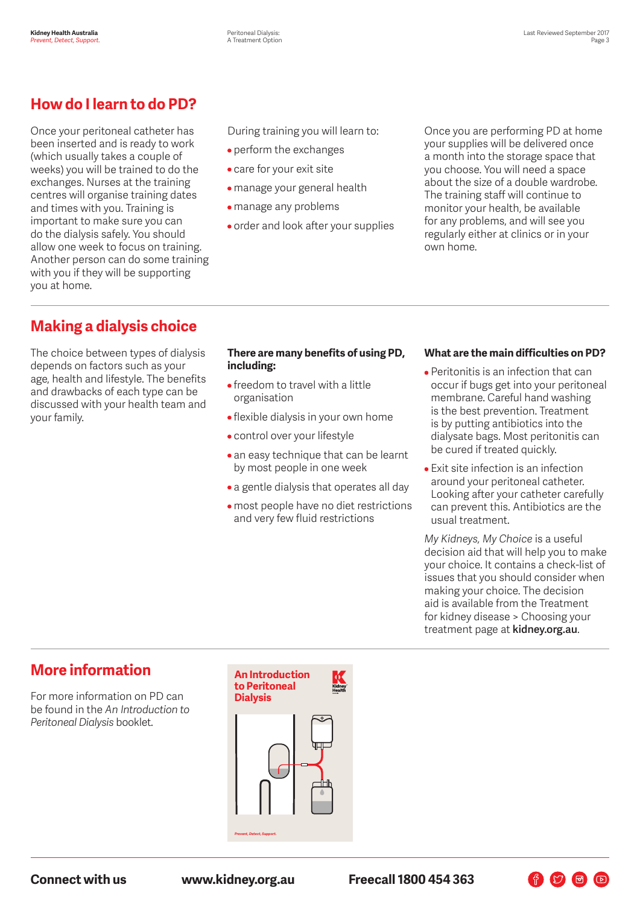## How do I learn to do PD?

Once your peritoneal catheter has been inserted and is ready to work (which usually takes a couple of weeks) you will be trained to do the exchanges. Nurses at the training centres will organise training dates and times with you. Training is important to make sure you can do the dialysis safely. You should allow one week to focus on training. Another person can do some training with you if they will be supporting you at home.

During training you will learn to:

- perform the exchanges
- care for your exit site
- manage your general health
- manage any problems
- order and look after your supplies

Once you are performing PD at home your supplies will be delivered once a month into the storage space that you choose. You will need a space about the size of a double wardrobe. The training staff will continue to monitor your health, be available for any problems, and will see you regularly either at clinics or in your own home.

## Making a dialysis choice

The choice between types of dialysis depends on factors such as your age, health and lifestyle. The benefits and drawbacks of each type can be discussed with your health team and your family.

**There are many benefits of using PD, including:**

- freedom to travel with a little organisation
- flexible dialysis in your own home
- control over your lifestyle
- an easy technique that can be learnt by most people in one week
- a gentle dialysis that operates all day
- most people have no diet restrictions and very few fluid restrictions

**What are the main difficulties on PD?**

- Peritonitis is an infection that can occur if bugs get into your peritoneal membrane. Careful hand washing is the best prevention. Treatment is by putting antibiotics into the dialysate bags. Most peritonitis can be cured if treated quickly.
- Exit site infection is an infection around your peritoneal catheter. Looking after your catheter carefully can prevent this. Antibiotics are the usual treatment.

*My Kidneys, My Choice* is a useful decision aid that will help you to make your choice. It contains a check-list of issues that you should consider when making your choice. The decision aid is available from the Treatment for kidney disease > Choosing your treatment page at **kidney.org.au**.

## More information

For more information on PD can be found in the *An Introduction to Peritoneal Dialysis* booklet.

**An Introduction to Peritoneal Dialysis**

**Connect with us** **www.kidney.org.au** **Freecall 1800 454 363**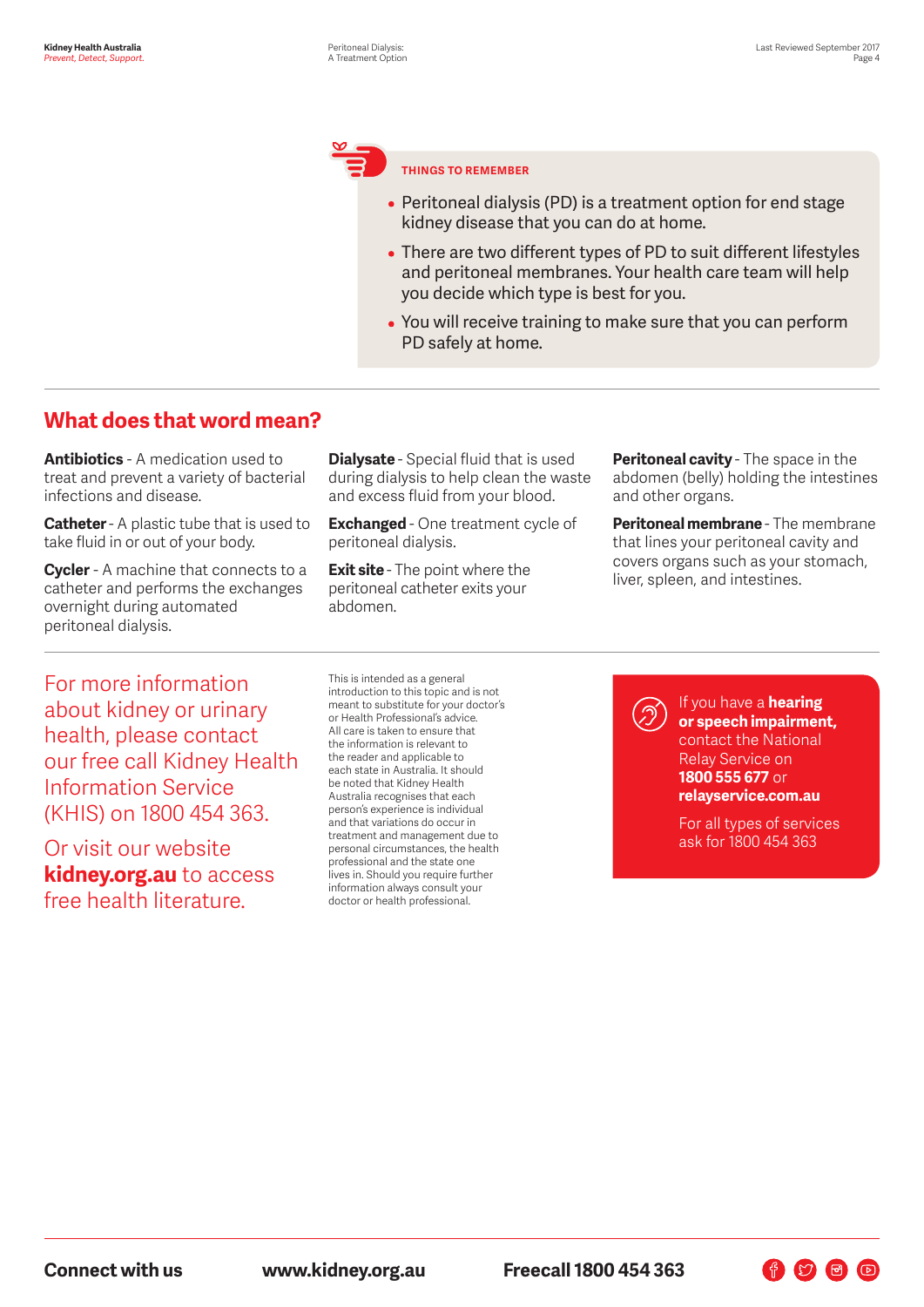### THINGS TO REMEMBER

- Peritoneal dialysis (PD) is a treatment option for end stage kidney disease that you can do at home.
- There are two different types of PD to suit different lifestyles and peritoneal membranes. Your health care team will help you decide which type is best for you.
- You will receive training to make sure that you can perform PD safely at home.

## What does that word mean?

**Antibiotics** - A medication used to treat and prevent a variety of bacterial infections and disease.

**Catheter** - A plastic tube that is used to take fluid in or out of your body.

**Cycler** - A machine that connects to a catheter and performs the exchanges overnight during automated peritoneal dialysis.

**Dialysate** - Special fluid that is used during dialysis to help clean the waste and excess fluid from your blood.

**Exchanged** - One treatment cycle of peritoneal dialysis.

**Exit site** - The point where the peritoneal catheter exits your abdomen.

**Peritoneal cavity** - The space in the abdomen (belly) holding the intestines and other organs.

**Peritoneal membrane** - The membrane that lines your peritoneal cavity and covers organs such as your stomach, liver, spleen, and intestines.

For more information about kidney or urinary health, please contact our free call Kidney Health Information Service (KHIS) on 1800 454 363.

Or visit our website **kidney.org.au** to access free health literature.

This is intended as a general introduction to this topic and is not meant to substitute for your doctor's or Health Professional's advice. All care is taken to ensure that the information is relevant to the reader and applicable to each state in Australia. It should be noted that Kidney Health Australia recognises that each person's experience is individual and that variations do occur in treatment and management due to personal circumstances, the health professional and the state one lives in. Should you require further information always consult your doctor or health professional.

If you have a **hearing or speech impairment,** contact the National Relay Service on **1800 555 677** or **relayservice.com.au**

For all types of services ask for 1800 454 363

**Connect with us** **www.kidney.org.au** **Freecall 1800 454 363**